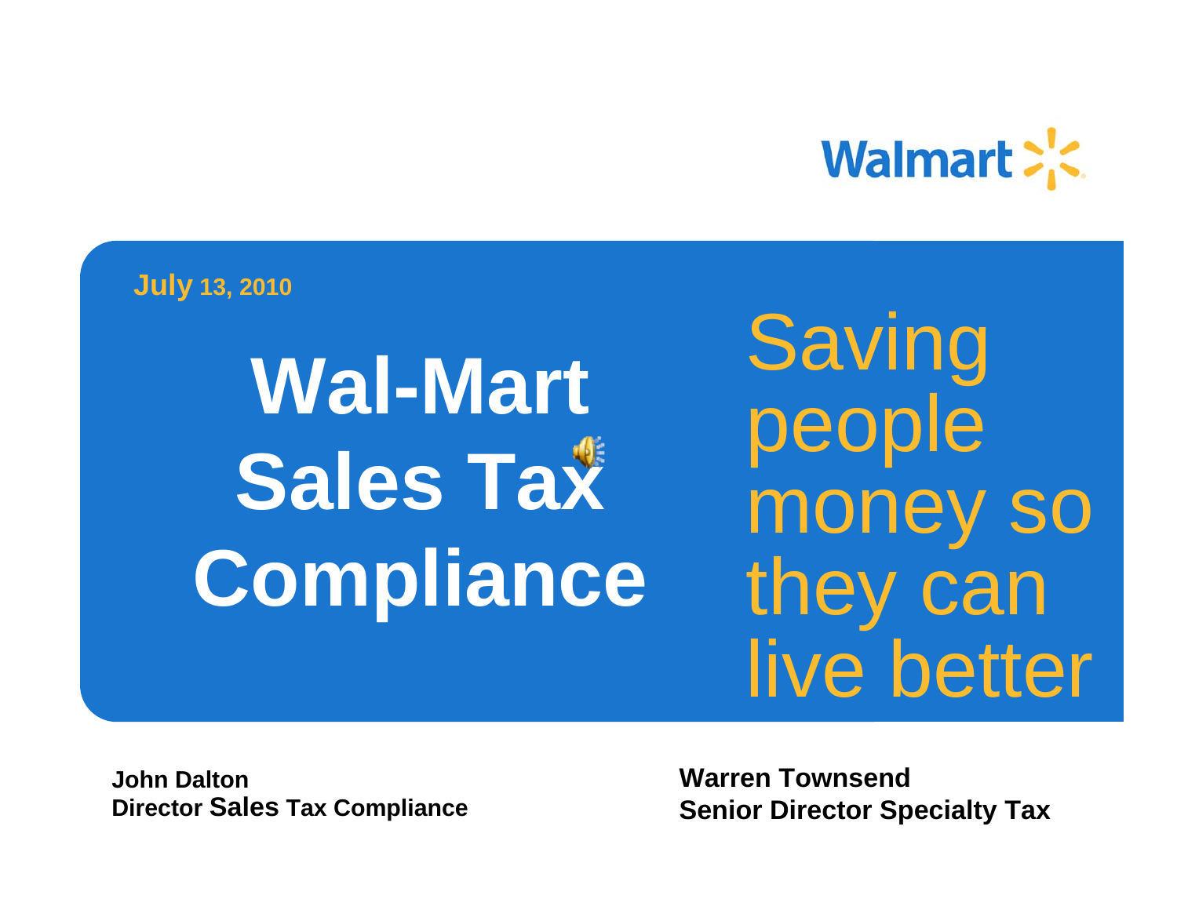Walmart

July 13, 2010

# Wal-Mart Sales Tax Compliance

Saving people money so they can live better

**John Dalton**
**Director Sales Tax Compliance**

**Warren Townsend**
**Senior Director Specialty Tax**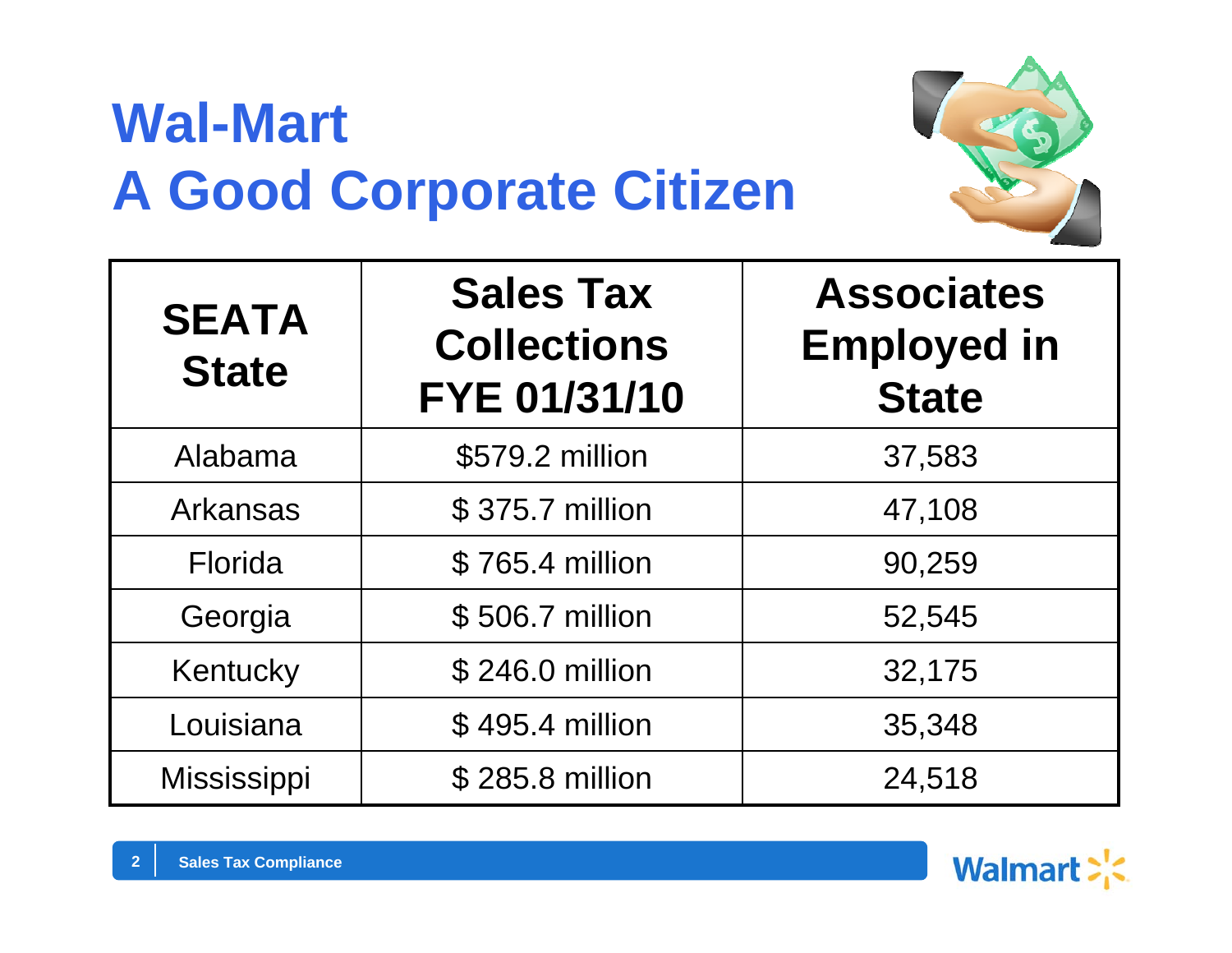# Wal-Mart
# A Good Corporate Citizen

| SEATA State | Sales Tax Collections FYE 01/31/10 | Associates Employed in State |
|---|---|---|
| Alabama | $579.2 million | 37,583 |
| Arkansas | $ 375.7 million | 47,108 |
| Florida | $ 765.4 million | 90,259 |
| Georgia | $ 506.7 million | 52,545 |
| Kentucky | $ 246.0 million | 32,175 |
| Louisiana | $ 495.4 million | 35,348 |
| Mississippi | $ 285.8 million | 24,518 |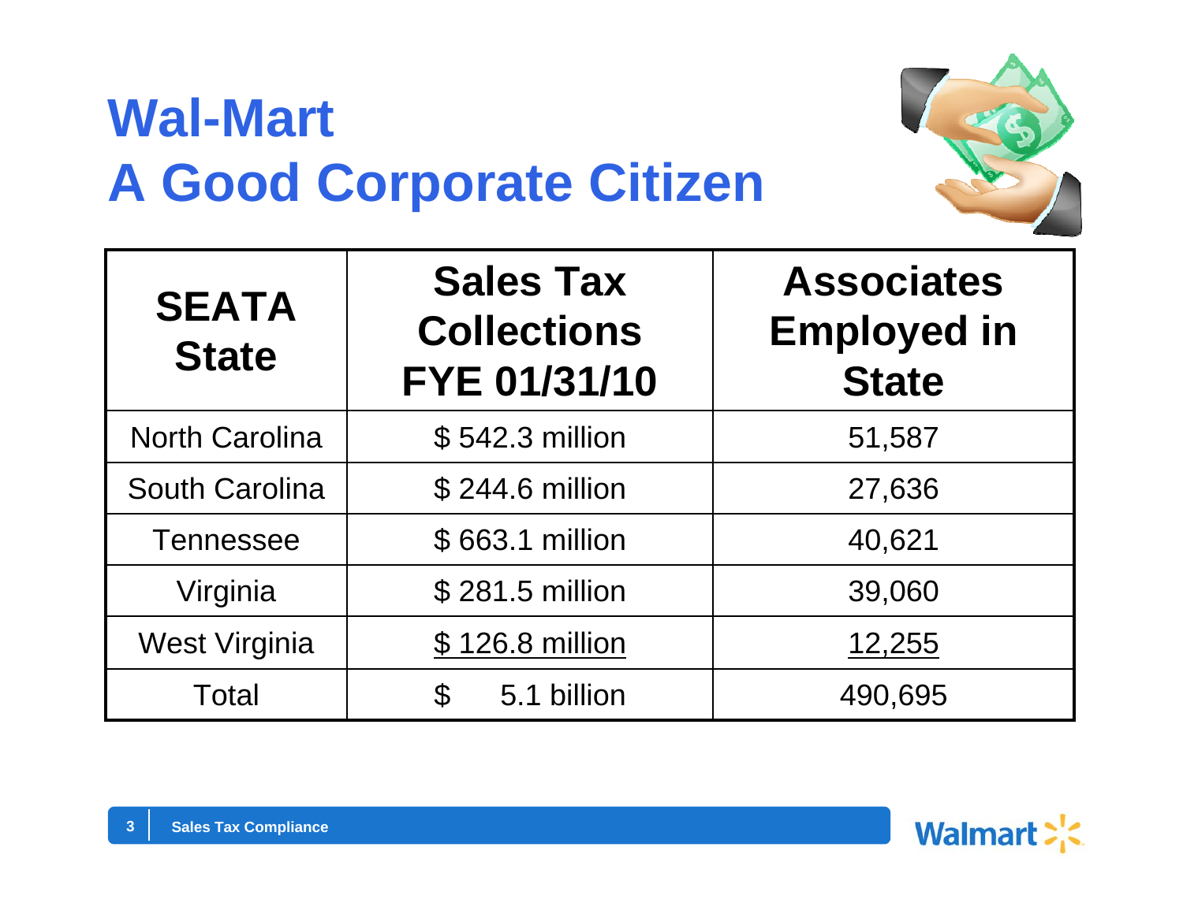# Wal-Mart
# A Good Corporate Citizen

| SEATA State | Sales Tax Collections FYE 01/31/10 | Associates Employed in State |
|---|---|---|
| North Carolina | $ 542.3 million | 51,587 |
| South Carolina | $ 244.6 million | 27,636 |
| Tennessee | $ 663.1 million | 40,621 |
| Virginia | $ 281.5 million | 39,060 |
| West Virginia | $ 126.8 million | 12,255 |
| Total | $ 5.1 billion | 490,695 |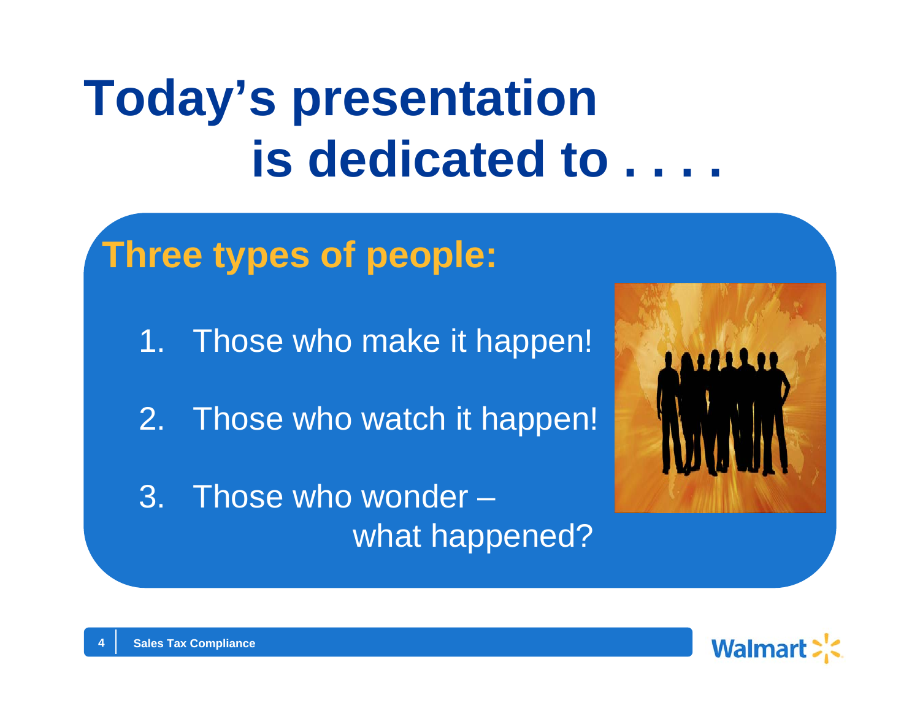# Today's presentation is dedicated to . . . .

## Three types of people:

1. Those who make it happen!
2. Those who watch it happen!
3. Those who wonder – what happened?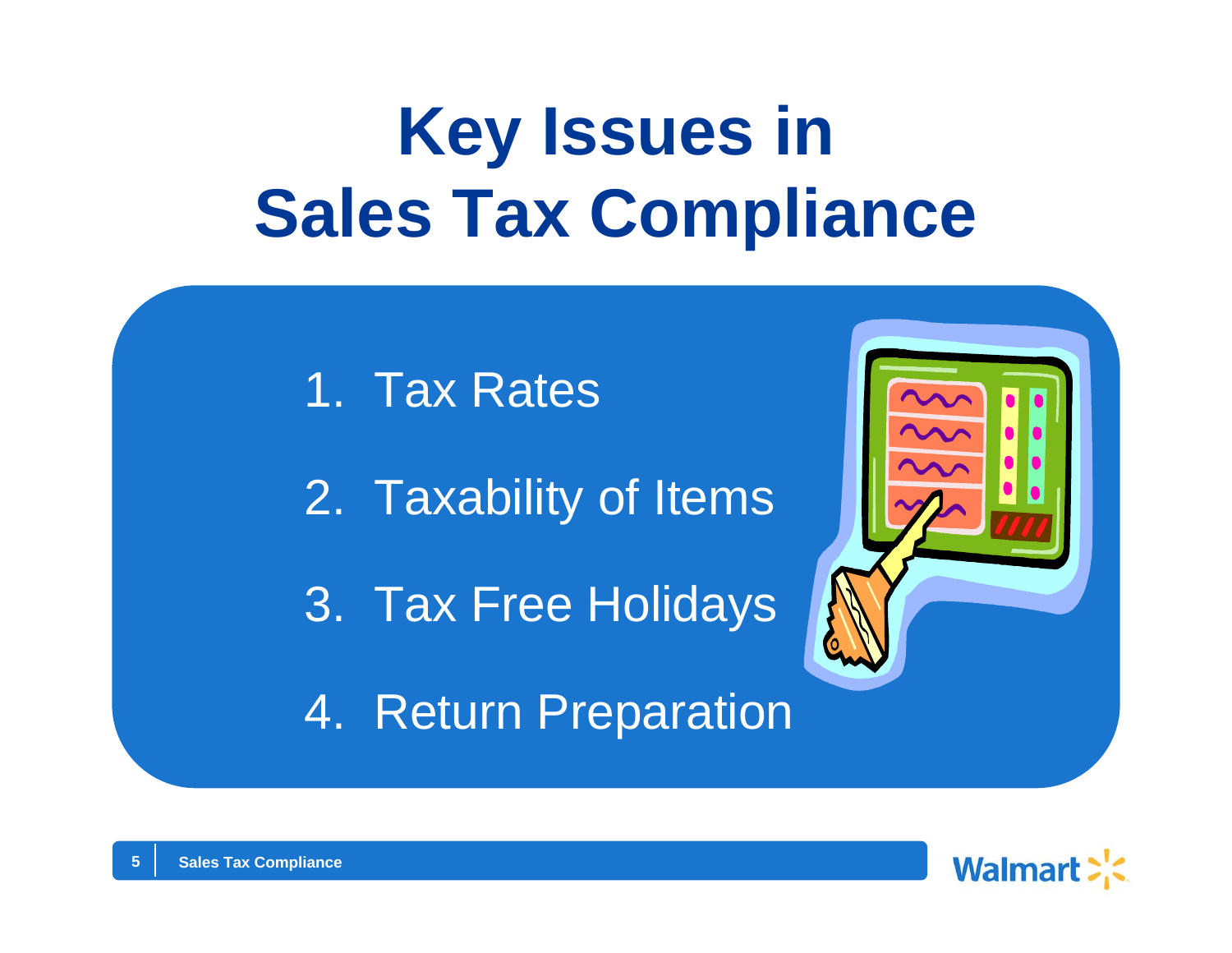# Key Issues in Sales Tax Compliance

1. Tax Rates
2. Taxability of Items
3. Tax Free Holidays
4. Return Preparation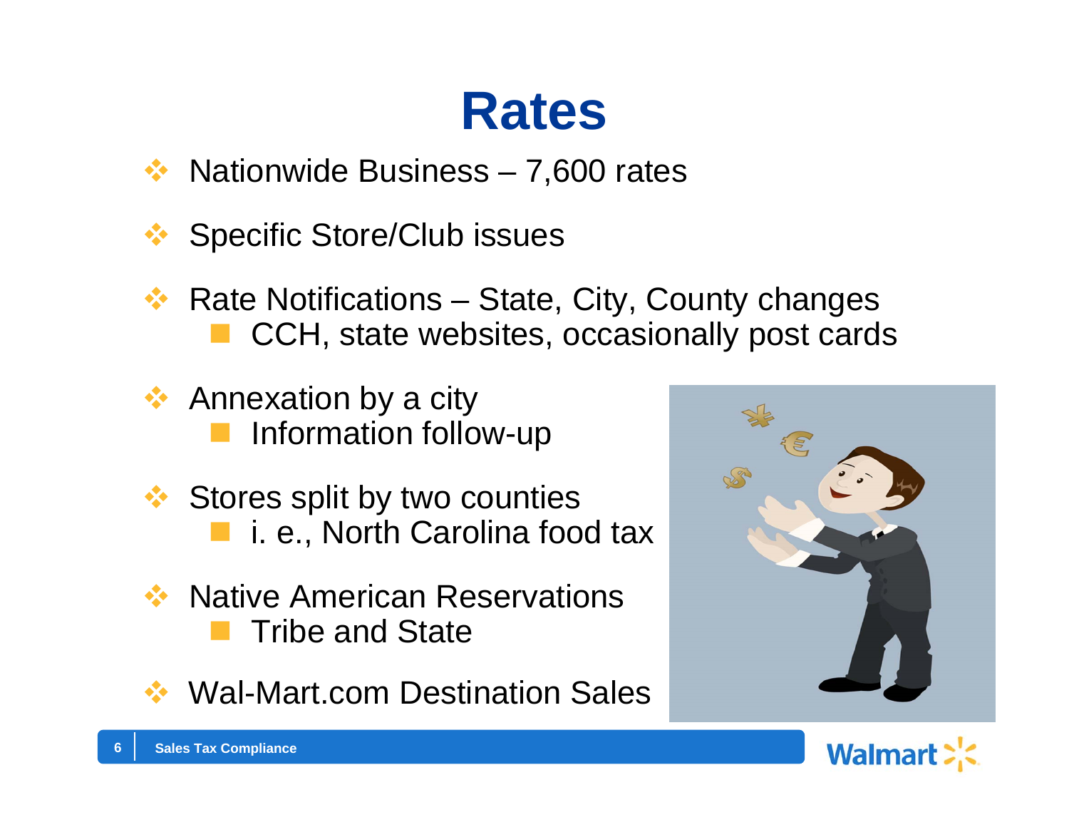# Rates

- Nationwide Business – 7,600 rates
- Specific Store/Club issues
- Rate Notifications – State, City, County changes
  - CCH, state websites, occasionally post cards
- Annexation by a city
  - Information follow-up
- Stores split by two counties
  - i. e., North Carolina food tax
- Native American Reservations
  - Tribe and State
- Wal-Mart.com Destination Sales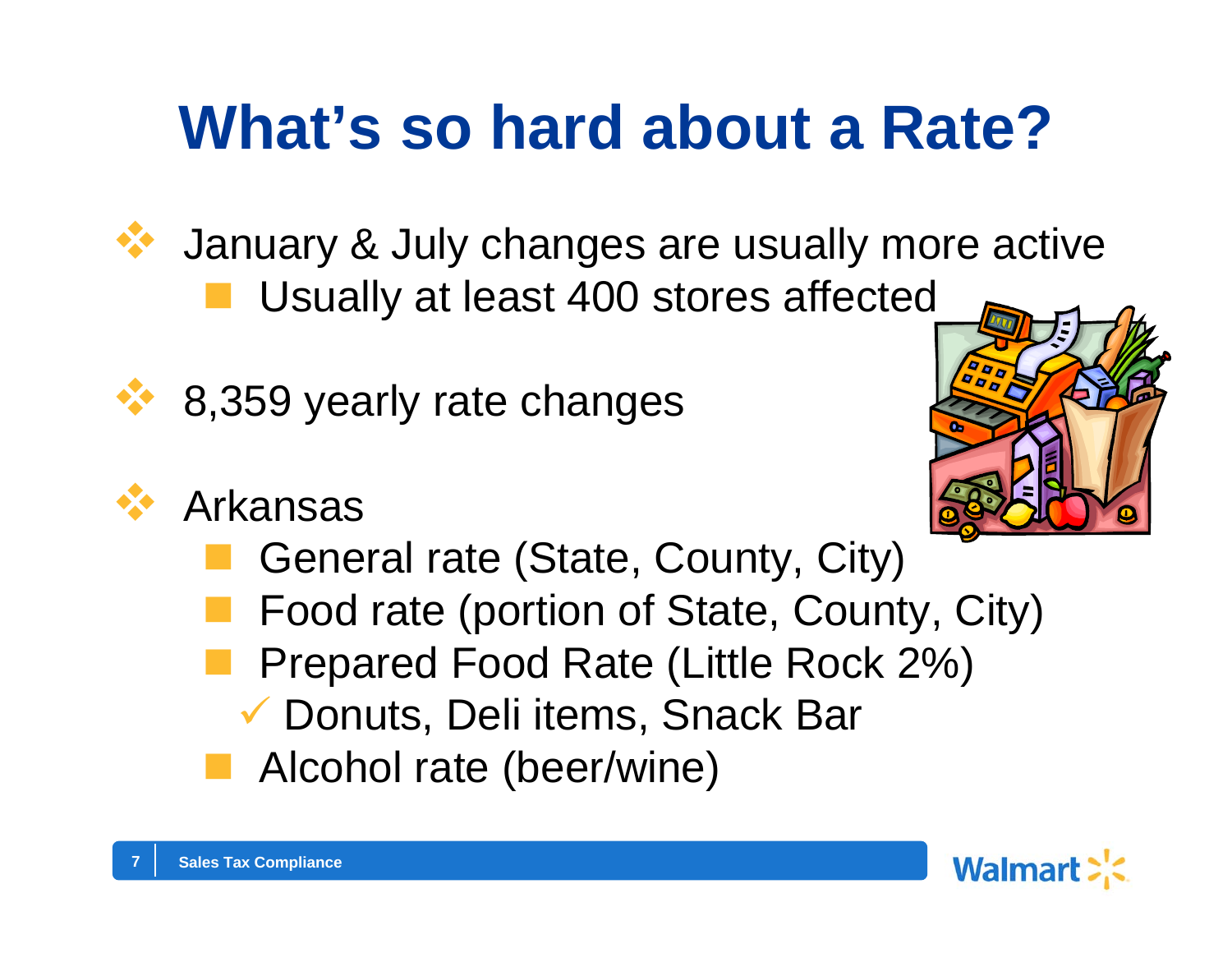# What's so hard about a Rate?

- January & July changes are usually more active
  - Usually at least 400 stores affected
- 8,359 yearly rate changes
- Arkansas
  - General rate (State, County, City)
  - Food rate (portion of State, County, City)
  - Prepared Food Rate (Little Rock 2%)
    - ✓ Donuts, Deli items, Snack Bar
  - Alcohol rate (beer/wine)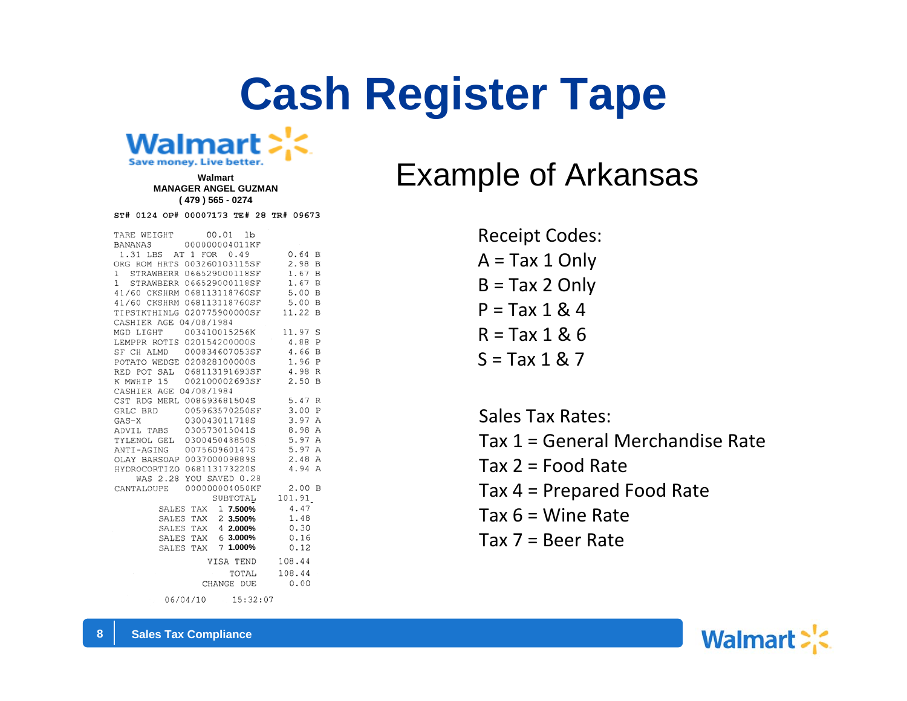# Cash Register Tape

Walmart
Save money. Live better.

**Walmart**
**MANAGER ANGEL GUZMAN**
**( 479 ) 565 - 0274**

```
ST# 0124 OP# 00007173 TE# 28 TR# 09673

TARE WEIGHT        00.01  lb
BANANAS        000000004011KF
 1.31 LBS   AT 1 FOR   0.49          0.64 B
ORG ROM HRTS 003260103115SF          2.98 B
1  STRAWBERR 066529000118SF          1.67 B
1  STRAWBERR 066529000118SF          1.67 B
41/60 CKSHRM 068113118760SF          5.00 B
41/60 CKSHRM 068113118760SF          5.00 B
TIPSTKTHINLG 020775900000SF         11.22 B
CASHIER AGE 04/08/1984
MGD LIGHT    003410015256K          11.97 S
LEMPPR ROTIS 020154200000S           4.88 P
SF CH ALMD   000834607053SF          4.66 B
POTATO WEDGE 020828100000S           1.96 P
RED POT SAL  068113191693SF          4.98 R
K MWHIP 15   002100002693SF          2.50 B
CASHIER AGE 04/08/1984
CST RDG MERL 008693681504S           5.47 R
GRLC BRD     005963570250SF          3.00 P
GAS-X        030043011718S           3.97 A
ADVIL TABS   030573015041S           8.98 A
TYLENOL GEL  030045048850S           5.97 A
ANTI-AGING   007560960147S           5.97 A
OLAY BARSOAP 003700009889S           2.48 A
HYDROCORTIZO 068113173220S           4.94 A
     WAS 2.28 YOU SAVED 0.28
CANTALOUPE   000000004050KF          2.00 B
                      SUBTOTAL     101.91
          SALES TAX  1 7.500%        4.47
          SALES TAX  2 3.500%        1.48
          SALES TAX  4 2.000%        0.30
          SALES TAX  6 3.000%        0.16
          SALES TAX  7 1.000%        0.12
                     VISA TEND     108.44
                         TOTAL     108.44
                    CHANGE DUE       0.00

          06/04/10      15:32:07
```

## Example of Arkansas

Receipt Codes:
A = Tax 1 Only
B = Tax 2 Only
P = Tax 1 & 4
R = Tax 1 & 6
S = Tax 1 & 7

Sales Tax Rates:
Tax 1 = General Merchandise Rate
Tax 2 = Food Rate
Tax 4 = Prepared Food Rate
Tax 6 = Wine Rate
Tax 7 = Beer Rate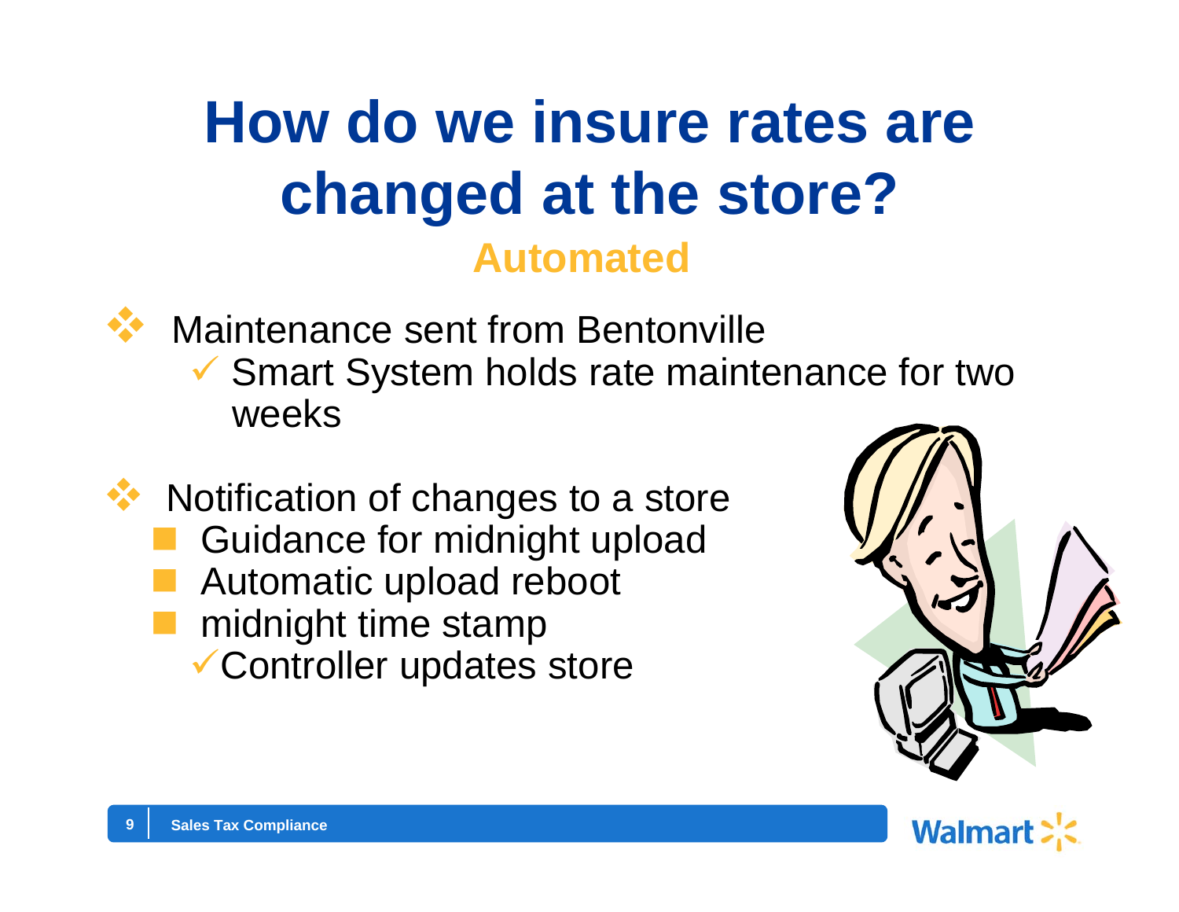# How do we insure rates are changed at the store?

## Automated

- Maintenance sent from Bentonville
  - ✓ Smart System holds rate maintenance for two weeks
- Notification of changes to a store
  - Guidance for midnight upload
  - Automatic upload reboot
  - midnight time stamp
    - ✓ Controller updates store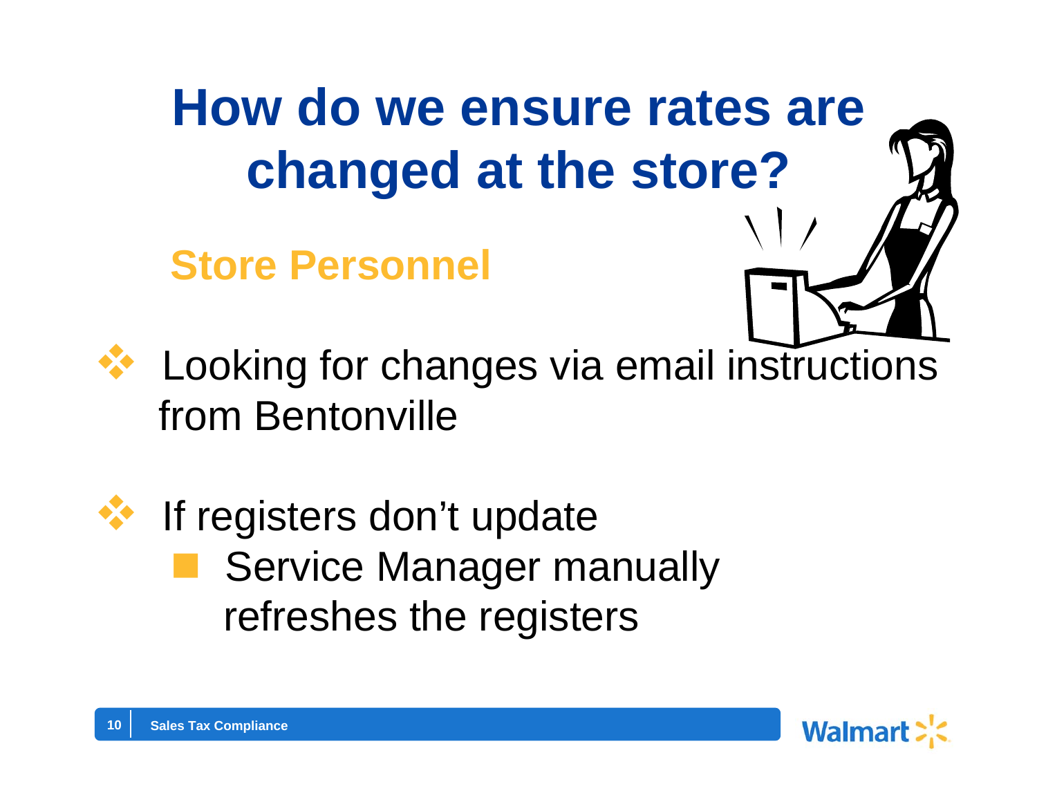# How do we ensure rates are changed at the store?

## Store Personnel

- Looking for changes via email instructions from Bentonville

- If registers don't update
  - Service Manager manually refreshes the registers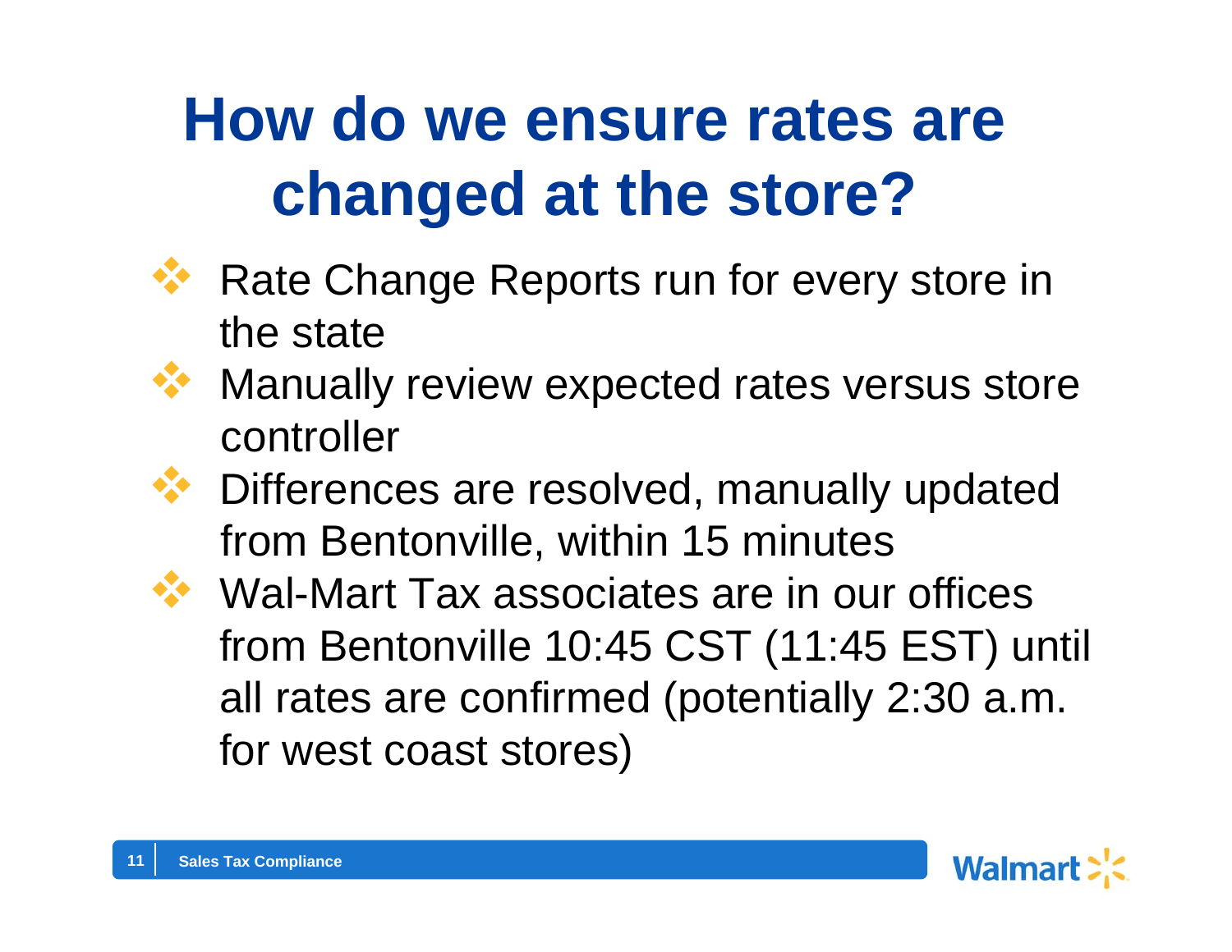# How do we ensure rates are changed at the store?

- Rate Change Reports run for every store in the state
- Manually review expected rates versus store controller
- Differences are resolved, manually updated from Bentonville, within 15 minutes
- Wal-Mart Tax associates are in our offices from Bentonville 10:45 CST (11:45 EST) until all rates are confirmed (potentially 2:30 a.m. for west coast stores)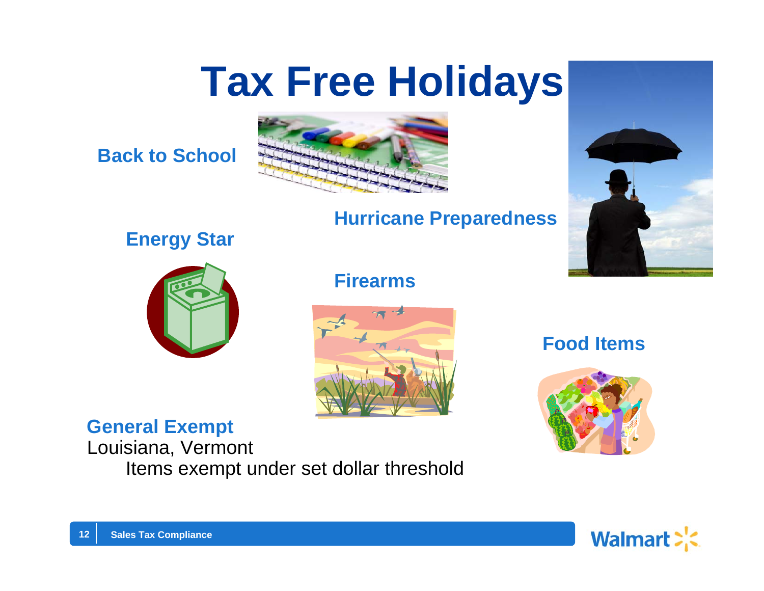# Tax Free Holidays

**Back to School**

**Hurricane Preparedness**

**Energy Star**

**Firearms**

**Food Items**

**General Exempt**

Louisiana, Vermont

- Items exempt under set dollar threshold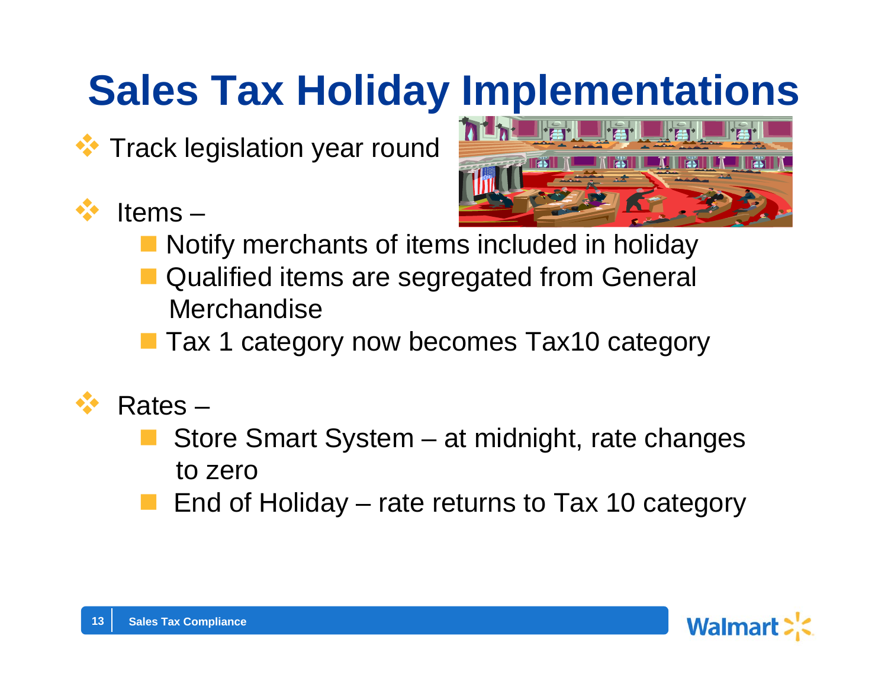# Sales Tax Holiday Implementations

- Track legislation year round
- Items –
  - Notify merchants of items included in holiday
  - Qualified items are segregated from General Merchandise
  - Tax 1 category now becomes Tax10 category
- Rates –
  - Store Smart System – at midnight, rate changes to zero
  - End of Holiday – rate returns to Tax 10 category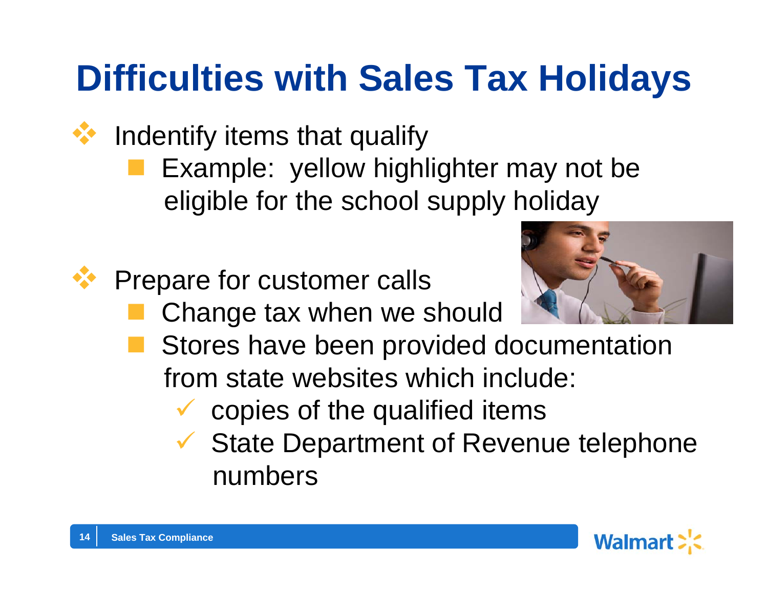# Difficulties with Sales Tax Holidays

- Indentify items that qualify
  - Example: yellow highlighter may not be eligible for the school supply holiday

- Prepare for customer calls
  - Change tax when we should
  - Stores have been provided documentation from state websites which include:
    - ✓ copies of the qualified items
    - ✓ State Department of Revenue telephone numbers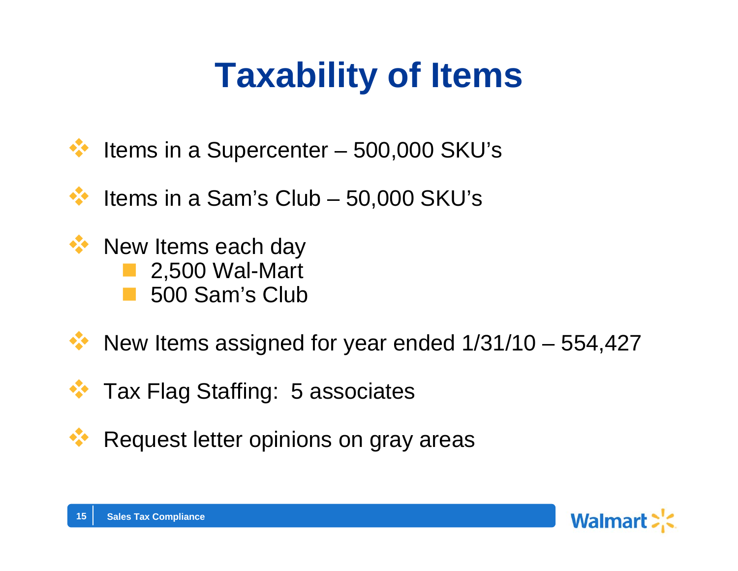# Taxability of Items

- Items in a Supercenter – 500,000 SKU's
- Items in a Sam's Club – 50,000 SKU's
- New Items each day
  - 2,500 Wal-Mart
  - 500 Sam's Club
- New Items assigned for year ended 1/31/10 – 554,427
- Tax Flag Staffing:  5 associates
- Request letter opinions on gray areas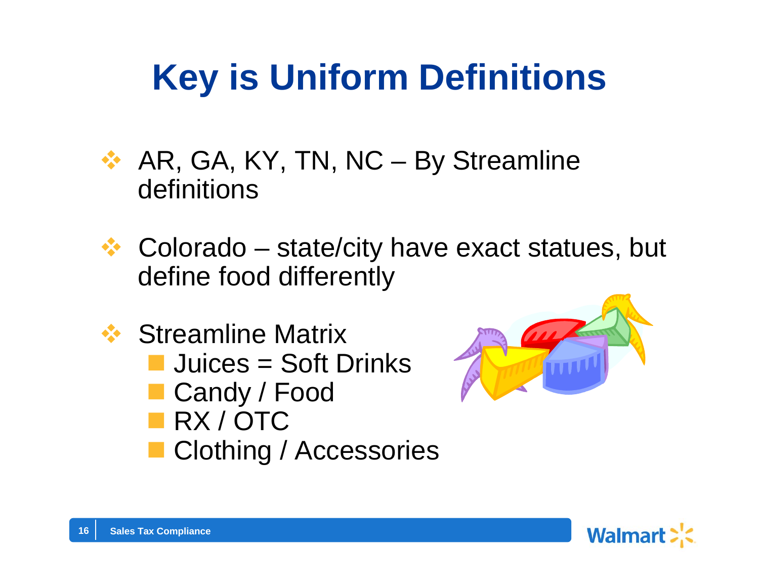# Key is Uniform Definitions

- AR, GA, KY, TN, NC – By Streamline definitions
- Colorado – state/city have exact statues, but define food differently
- Streamline Matrix
  - Juices = Soft Drinks
  - Candy / Food
  - RX / OTC
  - Clothing / Accessories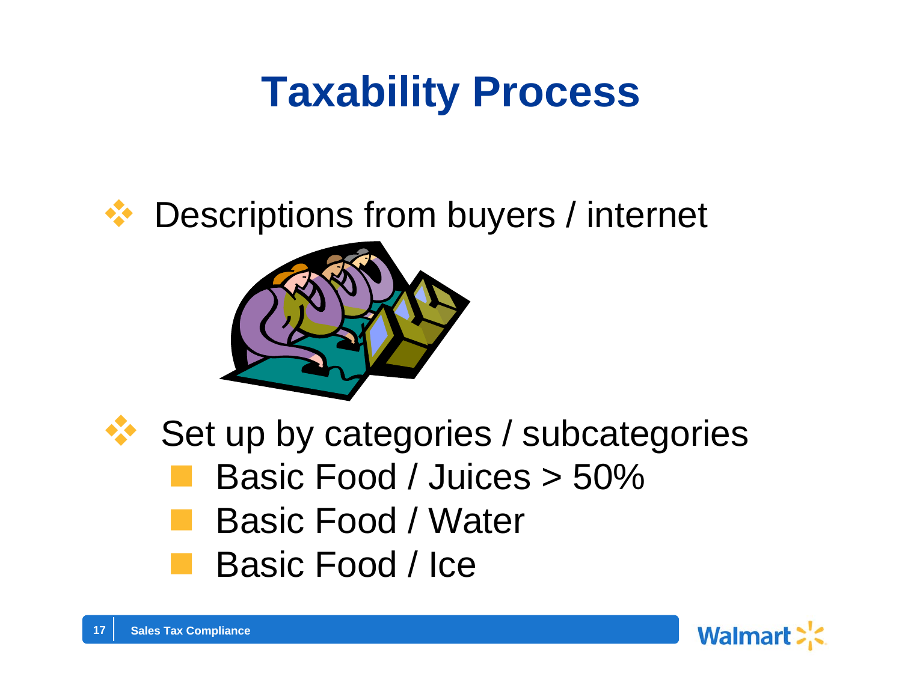# Taxability Process

- Descriptions from buyers / internet
- Set up by categories / subcategories
  - Basic Food / Juices > 50%
  - Basic Food / Water
  - Basic Food / Ice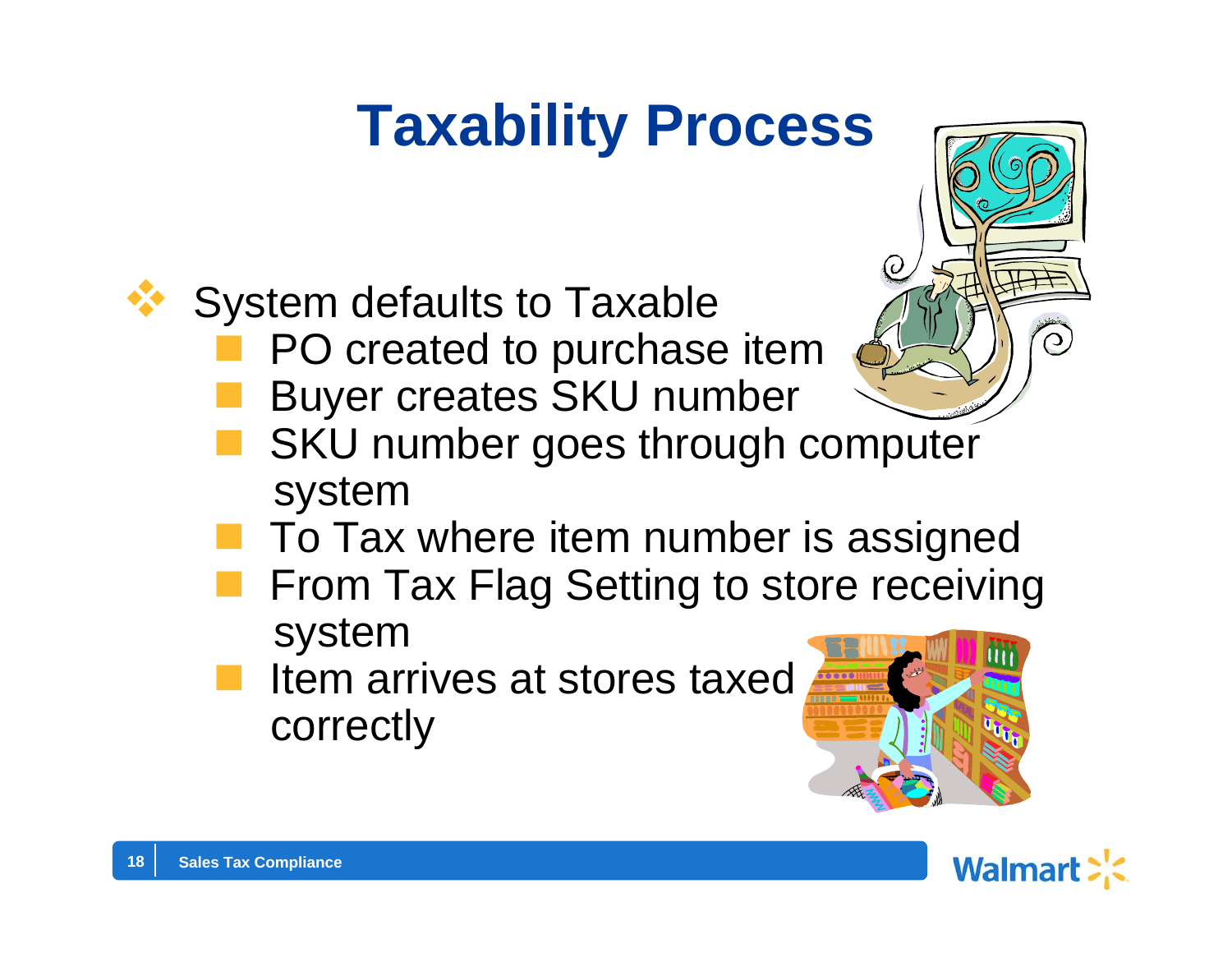# Taxability Process

- System defaults to Taxable
  - PO created to purchase item
  - Buyer creates SKU number
  - SKU number goes through computer system
  - To Tax where item number is assigned
  - From Tax Flag Setting to store receiving system
  - Item arrives at stores taxed correctly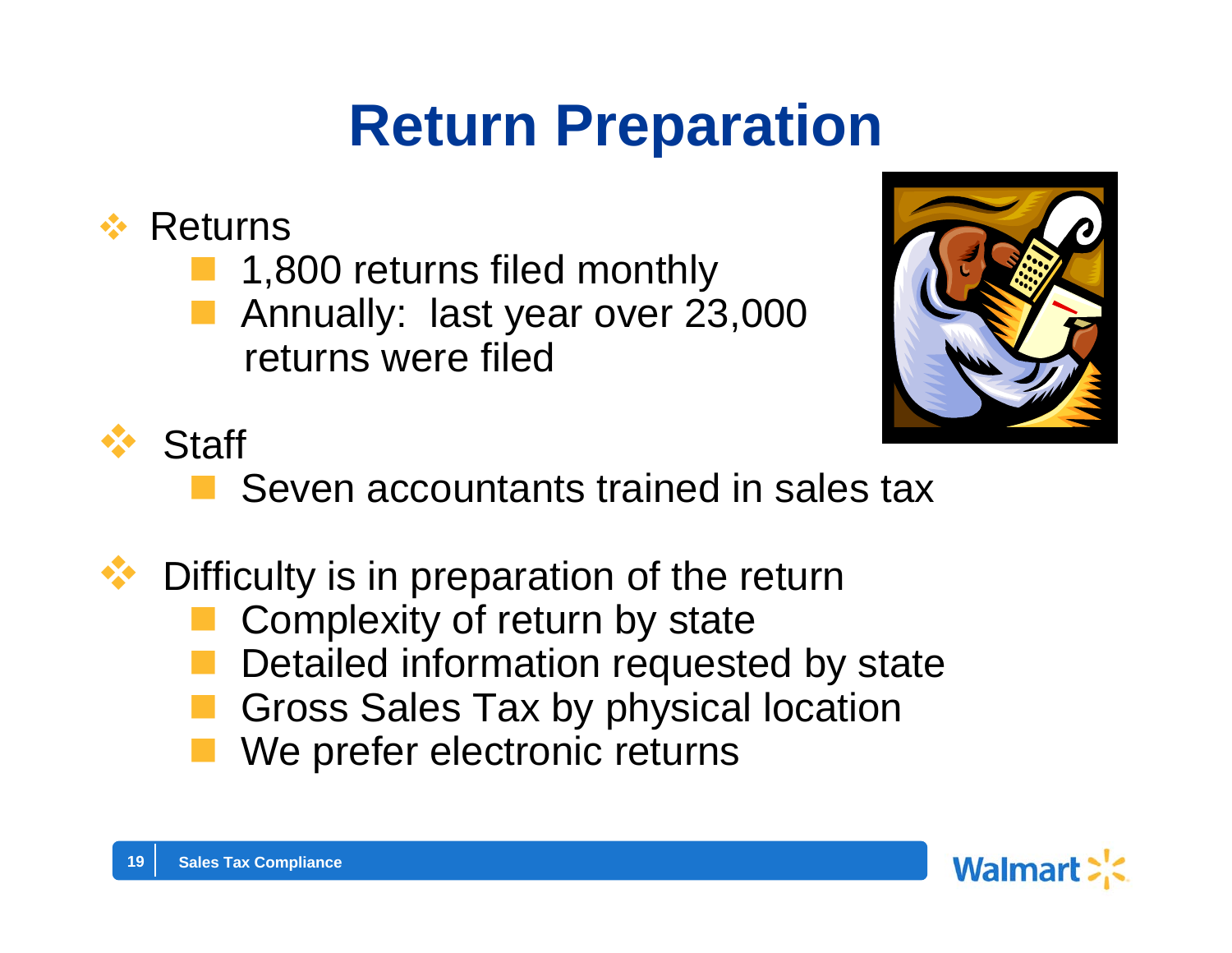# Return Preparation

- Returns
  - 1,800 returns filed monthly
  - Annually: last year over 23,000 returns were filed
- Staff
  - Seven accountants trained in sales tax
- Difficulty is in preparation of the return
  - Complexity of return by state
  - Detailed information requested by state
  - Gross Sales Tax by physical location
  - We prefer electronic returns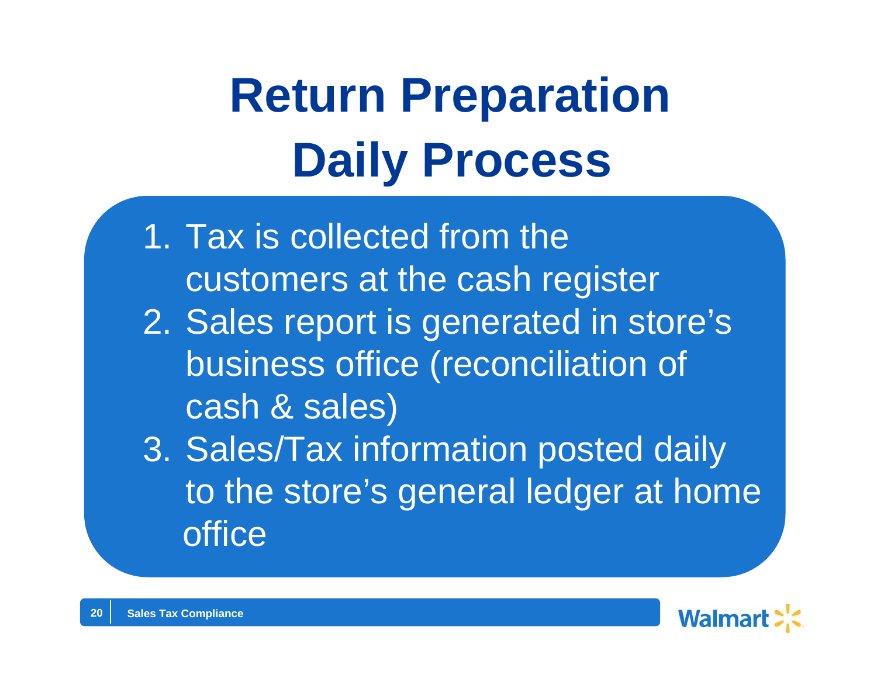# Return Preparation Daily Process

1. Tax is collected from the customers at the cash register
2. Sales report is generated in store's business office (reconciliation of cash & sales)
3. Sales/Tax information posted daily to the store's general ledger at home office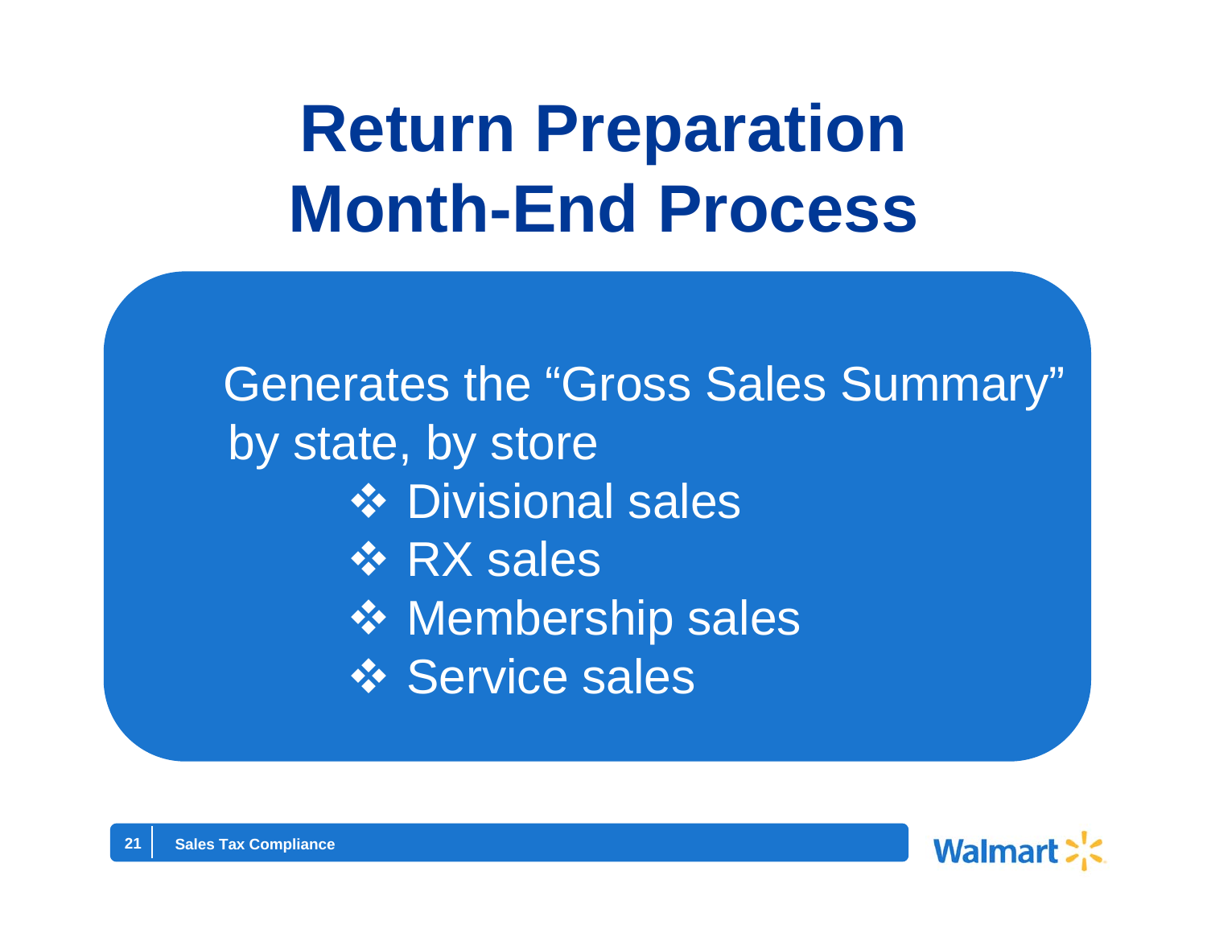# Return Preparation Month-End Process

Generates the "Gross Sales Summary" by state, by store

- Divisional sales
- RX sales
- Membership sales
- Service sales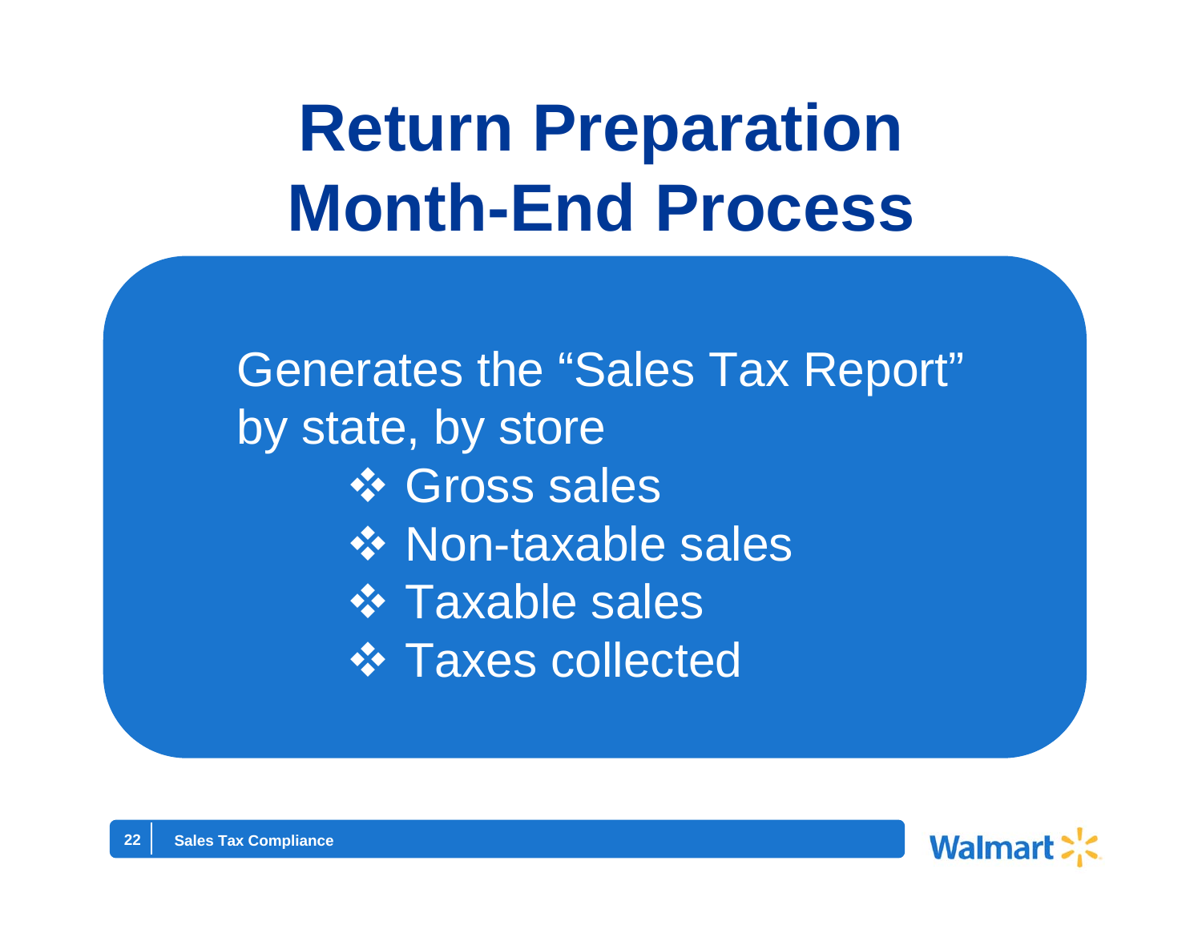# Return Preparation Month-End Process

Generates the "Sales Tax Report" by state, by store

- Gross sales
- Non-taxable sales
- Taxable sales
- Taxes collected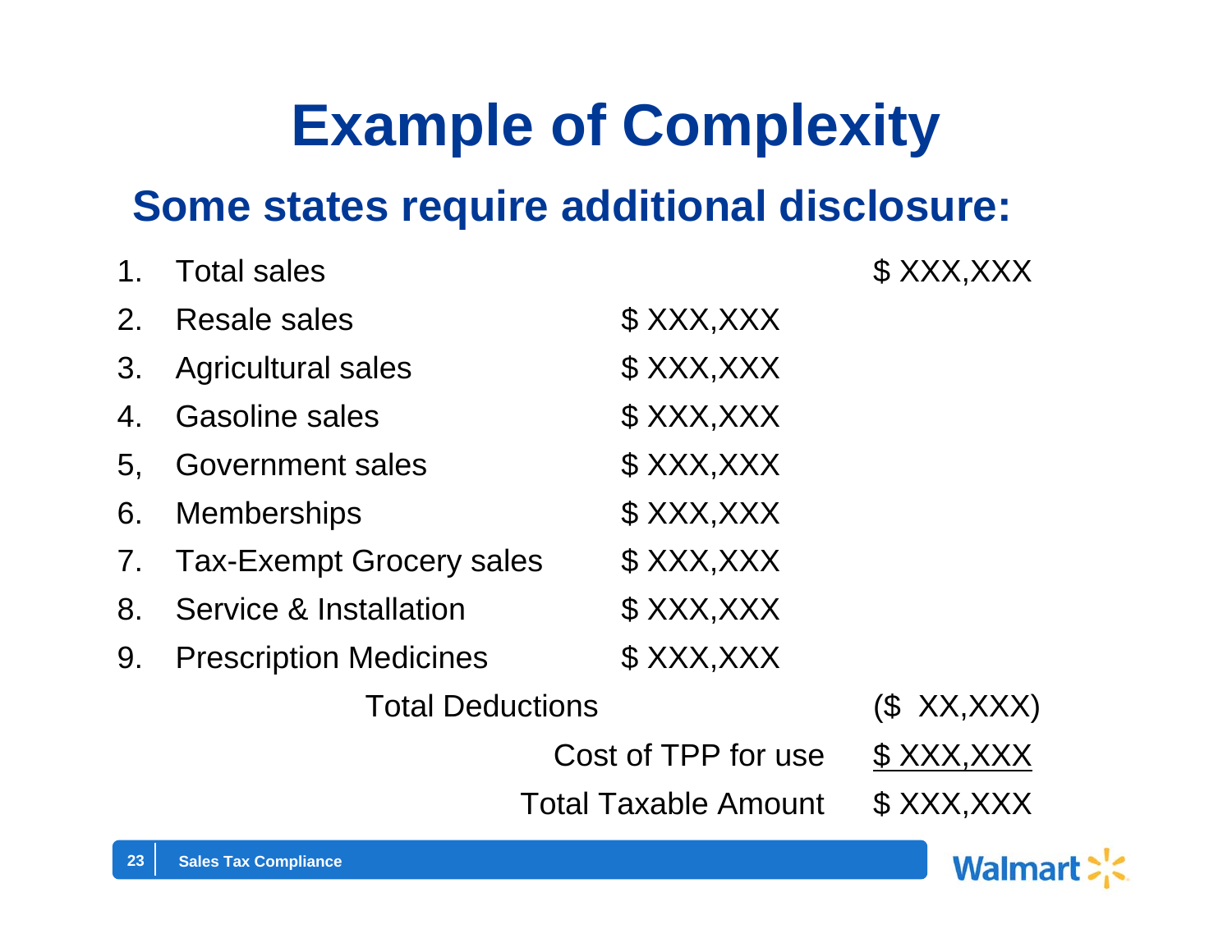# Example of Complexity

## Some states require additional disclosure:

| | | | |
|---|---|---|---|
| 1. | Total sales | | $ XXX,XXX |
| 2. | Resale sales | $ XXX,XXX | |
| 3. | Agricultural sales | $ XXX,XXX | |
| 4. | Gasoline sales | $ XXX,XXX | |
| 5, | Government sales | $ XXX,XXX | |
| 6. | Memberships | $ XXX,XXX | |
| 7. | Tax-Exempt Grocery sales | $ XXX,XXX | |
| 8. | Service & Installation | $ XXX,XXX | |
| 9. | Prescription Medicines | $ XXX,XXX | |
| | Total Deductions | | ($ XX,XXX) |
| | | Cost of TPP for use | $ XXX,XXX |
| | | Total Taxable Amount | $ XXX,XXX |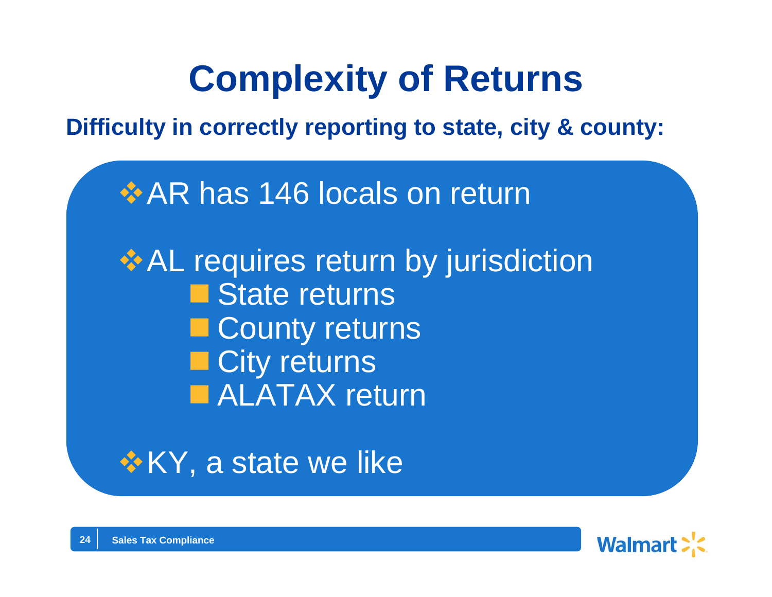# Complexity of Returns

**Difficulty in correctly reporting to state, city & county:**

- AR has 146 locals on return
- AL requires return by jurisdiction
  - State returns
  - County returns
  - City returns
  - ALATAX return
- KY, a state we like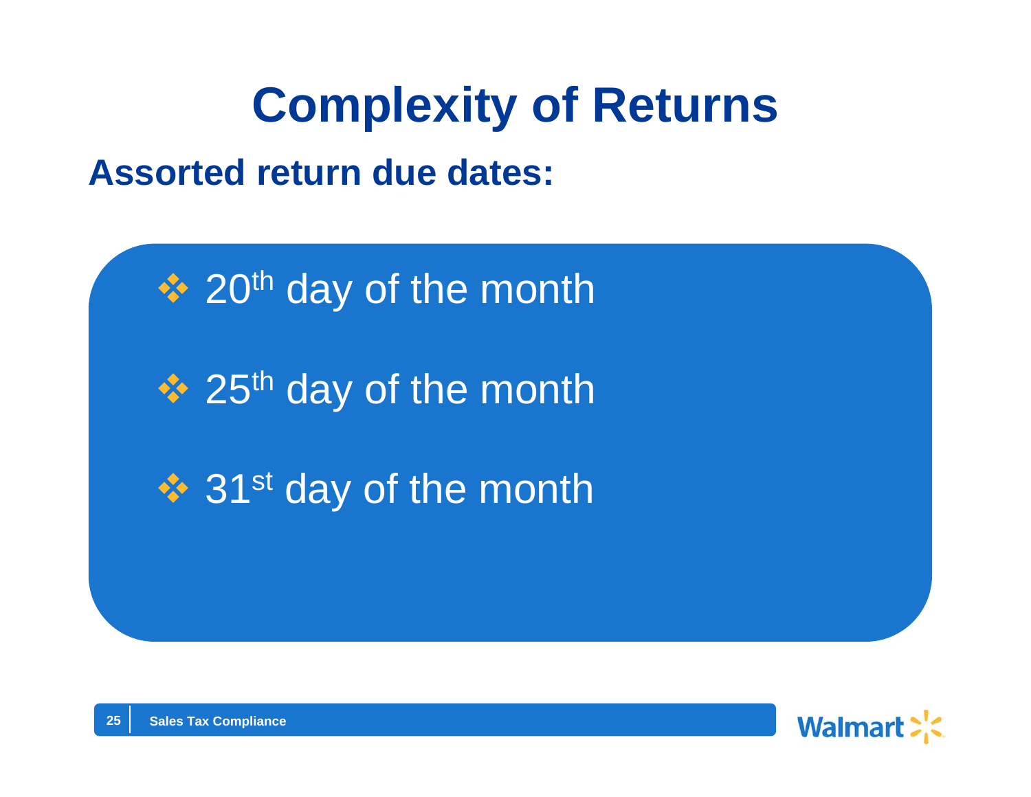# Complexity of Returns

## Assorted return due dates:

- 20th day of the month
- 25th day of the month
- 31st day of the month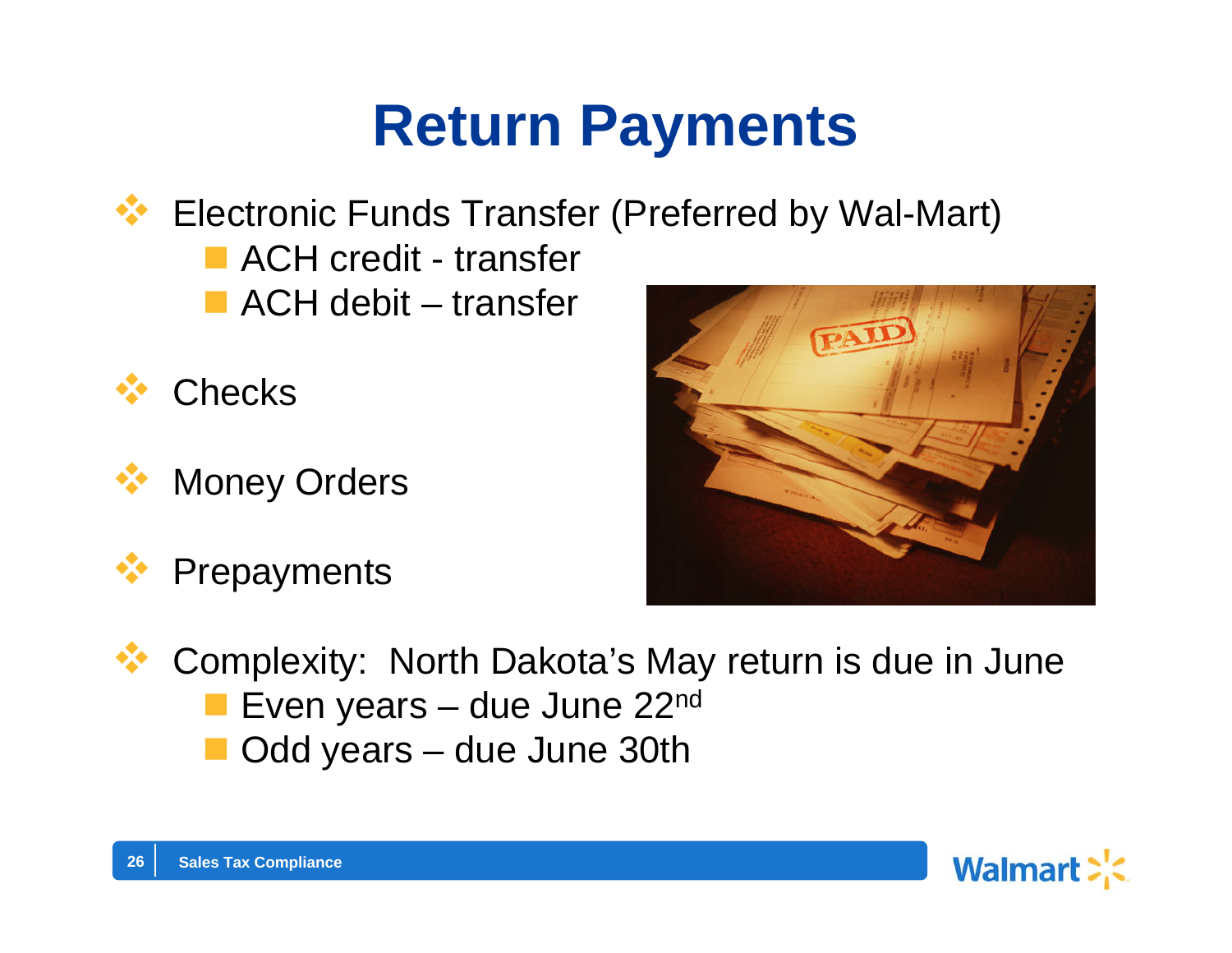# Return Payments

- Electronic Funds Transfer (Preferred by Wal-Mart)
  - ACH credit - transfer
  - ACH debit – transfer
- Checks
- Money Orders
- Prepayments
- Complexity: North Dakota's May return is due in June
  - Even years – due June 22nd
  - Odd years – due June 30th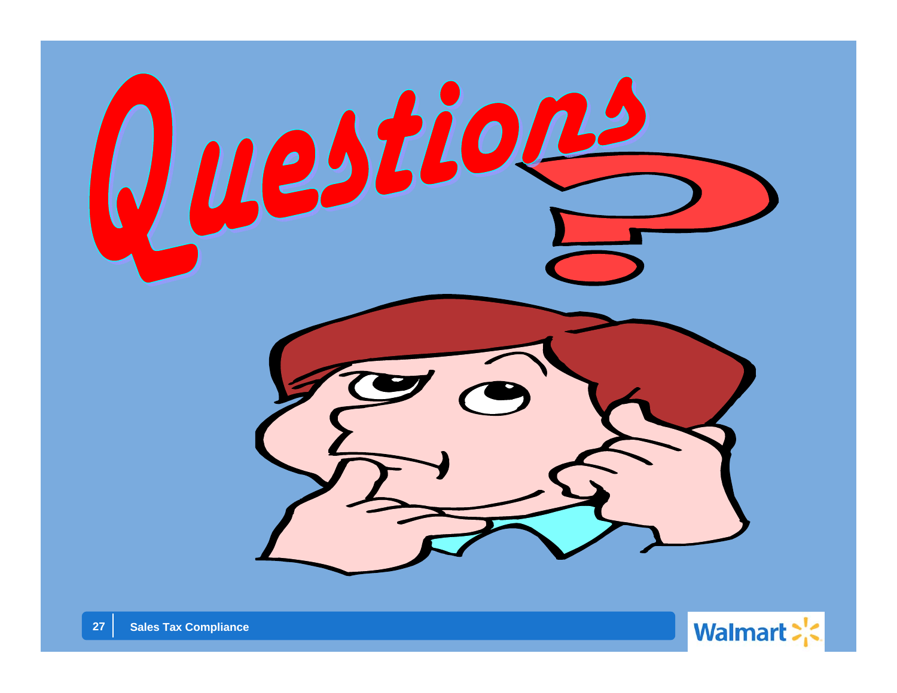# Questions